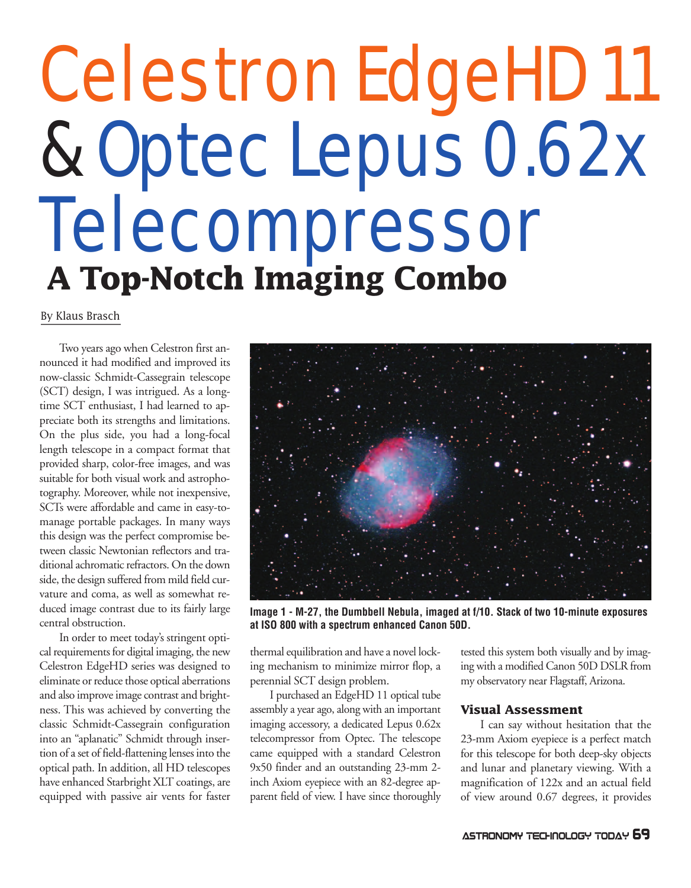# Celestron EdgeHD 11 & Optec Lepus 0.62x Telecompressor

## A Top-Notch Imaging Combo

By Klaus Brasch

Two years ago when Celestron first announced it had modified and improved its now-classic Schmidt-Cassegrain telescope (SCT) design, I was intrigued. As a long-time SCT enthusiast, I had learned to appreciate both its strengths and limitations. On the plus side, you had a long-focal length telescope in a compact format that provided sharp, color-free images, and was suitable for both visual work and astrophotography. Moreover, while not inexpensive, SCTs were affordable and came in easy-to-manage portable packages. In many ways this design was the perfect compromise between classic Newtonian reflectors and traditional achromatic refractors. On the down side, the design suffered from mild field curvature and coma, as well as somewhat reduced image contrast due to its fairly large central obstruction.

In order to meet today's stringent optical requirements for digital imaging, the new Celestron EdgeHD series was designed to eliminate or reduce those optical aberrations and also improve image contrast and brightness. This was achieved by converting the classic Schmidt-Cassegrain configuration into an "aplanatic" Schmidt through insertion of a set of field-flattening lenses into the optical path. In addition, all HD telescopes have enhanced Starbright XLT coatings, are equipped with passive air vents for faster thermal equilibration and have a novel locking mechanism to minimize mirror flop, a perennial SCT design problem.

Image 1 - M-27, the Dumbbell Nebula, imaged at f/10. Stack of two 10-minute exposures at ISO 800 with a spectrum enhanced Canon 50D.

I purchased an EdgeHD 11 optical tube assembly a year ago, along with an important imaging accessory, a dedicated Lepus 0.62x telecompressor from Optec. The telescope came equipped with a standard Celestron 9x50 finder and an outstanding 23-mm 2-inch Axiom eyepiece with an 82-degree apparent field of view. I have since thoroughly tested this system both visually and by imaging with a modified Canon 50D DSLR from my observatory near Flagstaff, Arizona.

### Visual Assessment

I can say without hesitation that the 23-mm Axiom eyepiece is a perfect match for this telescope for both deep-sky objects and lunar and planetary viewing. With a magnification of 122x and an actual field of view around 0.67 degrees, it provides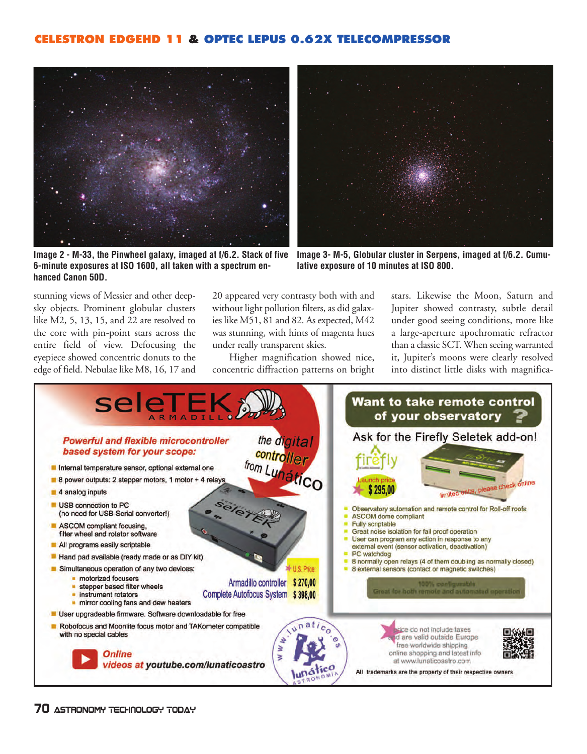Image 2 - M-33, the Pinwheel galaxy, imaged at f/6.2. Stack of five 6-minute exposures at ISO 1600, all taken with a spectrum enhanced Canon 50D.

Image 3- M-5, Globular cluster in Serpens, imaged at f/6.2. Cumulative exposure of 10 minutes at ISO 800.

stunning views of Messier and other deep-sky objects. Prominent globular clusters like M2, 5, 13, 15, and 22 are resolved to the core with pin-point stars across the entire field of view. Defocusing the eyepiece showed concentric donuts to the edge of field. Nebulae like M8, 16, 17 and 20 appeared very contrasty both with and without light pollution filters, as did galaxies like M51, 81 and 82. As expected, M42 was stunning, with hints of magenta hues under really transparent skies.

Higher magnification showed nice, concentric diffraction patterns on bright stars. Likewise the Moon, Saturn and Jupiter showed contrasty, subtle detail under good seeing conditions, more like a large-aperture apochromatic refractor than a classic SCT. When seeing warranted it, Jupiter's moons were clearly resolved into distinct little disks with magnifica-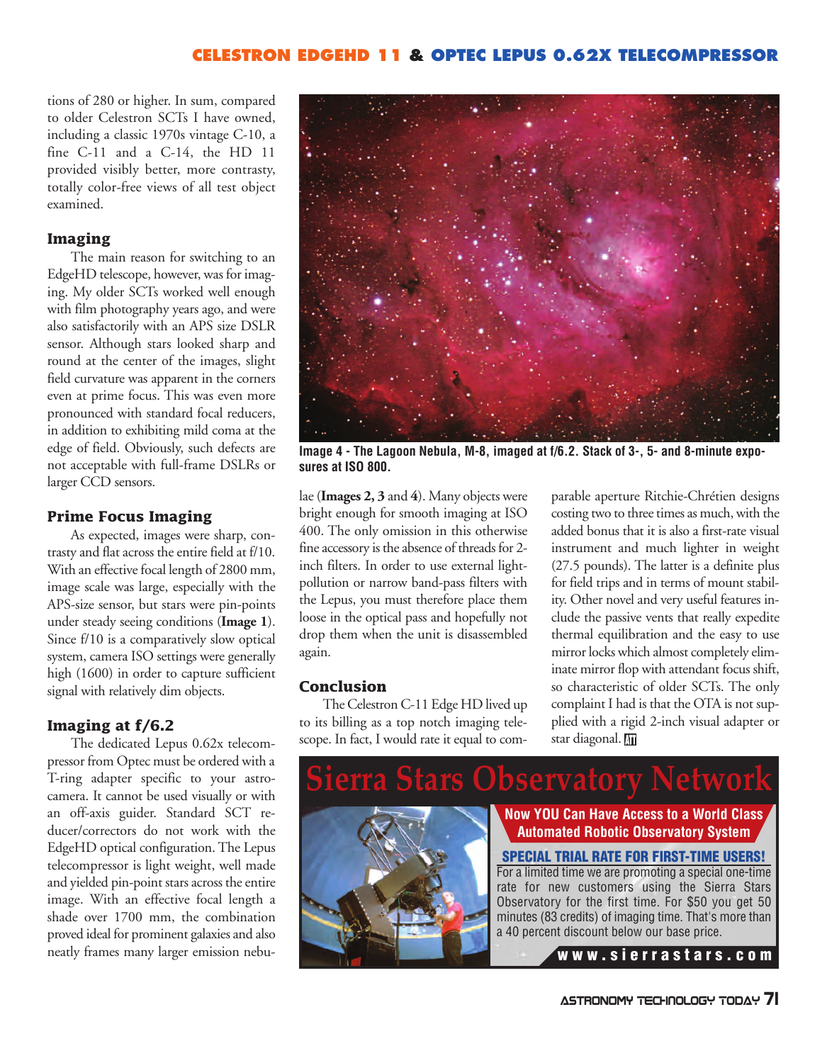tions of 280 or higher. In sum, compared to older Celestron SCTs I have owned, including a classic 1970s vintage C-10, a fine C-11 and a C-14, the HD 11 provided visibly better, more contrasty, totally color-free views of all test object examined.

## Imaging

The main reason for switching to an EdgeHD telescope, however, was for imaging. My older SCTs worked well enough with film photography years ago, and were also satisfactorily with an APS size DSLR sensor. Although stars looked sharp and round at the center of the images, slight field curvature was apparent in the corners even at prime focus. This was even more pronounced with standard focal reducers, in addition to exhibiting mild coma at the edge of field. Obviously, such defects are not acceptable with full-frame DSLRs or larger CCD sensors.

## Prime Focus Imaging

As expected, images were sharp, contrasty and flat across the entire field at f/10. With an effective focal length of 2800 mm, image scale was large, especially with the APS-size sensor, but stars were pin-points under steady seeing conditions (**Image 1**). Since f/10 is a comparatively slow optical system, camera ISO settings were generally high (1600) in order to capture sufficient signal with relatively dim objects.

## Imaging at f/6.2

The dedicated Lepus 0.62x telecompressor from Optec must be ordered with a T-ring adapter specific to your astrocamera. It cannot be used visually or with an off-axis guider. Standard SCT reducer/correctors do not work with the EdgeHD optical configuration. The Lepus telecompressor is light weight, well made and yielded pin-point stars across the entire image. With an effective focal length a shade over 1700 mm, the combination proved ideal for prominent galaxies and also neatly frames many larger emission nebulae (**Images 2, 3** and **4**). Many objects were bright enough for smooth imaging at ISO 400. The only omission in this otherwise fine accessory is the absence of threads for 2-inch filters. In order to use external light-pollution or narrow band-pass filters with the Lepus, you must therefore place them loose in the optical pass and hopefully not drop them when the unit is disassembled again.

**Image 4 - The Lagoon Nebula, M-8, imaged at f/6.2. Stack of 3-, 5- and 8-minute exposures at ISO 800.**

## Conclusion

The Celestron C-11 Edge HD lived up to its billing as a top notch imaging telescope. In fact, I would rate it equal to comparable aperture Ritchie-Chrétien designs costing two to three times as much, with the added bonus that it is also a first-rate visual instrument and much lighter in weight (27.5 pounds). The latter is a definite plus for field trips and in terms of mount stability. Other novel and very useful features include the passive vents that really expedite thermal equilibration and the easy to use mirror locks which almost completely eliminate mirror flop with attendant focus shift, so characteristic of older SCTs. The only complaint I had is that the OTA is not supplied with a rigid 2-inch visual adapter or star diagonal.

# Sierra Stars Observatory Network

**Now YOU Can Have Access to a World Class Automated Robotic Observatory System**

**SPECIAL TRIAL RATE FOR FIRST-TIME USERS!**

For a limited time we are promoting a special one-time rate for new customers using the Sierra Stars Observatory for the first time. For $50 you get 50 minutes (83 credits) of imaging time. That's more than a 40 percent discount below our base price.

**www.sierrastars.com**